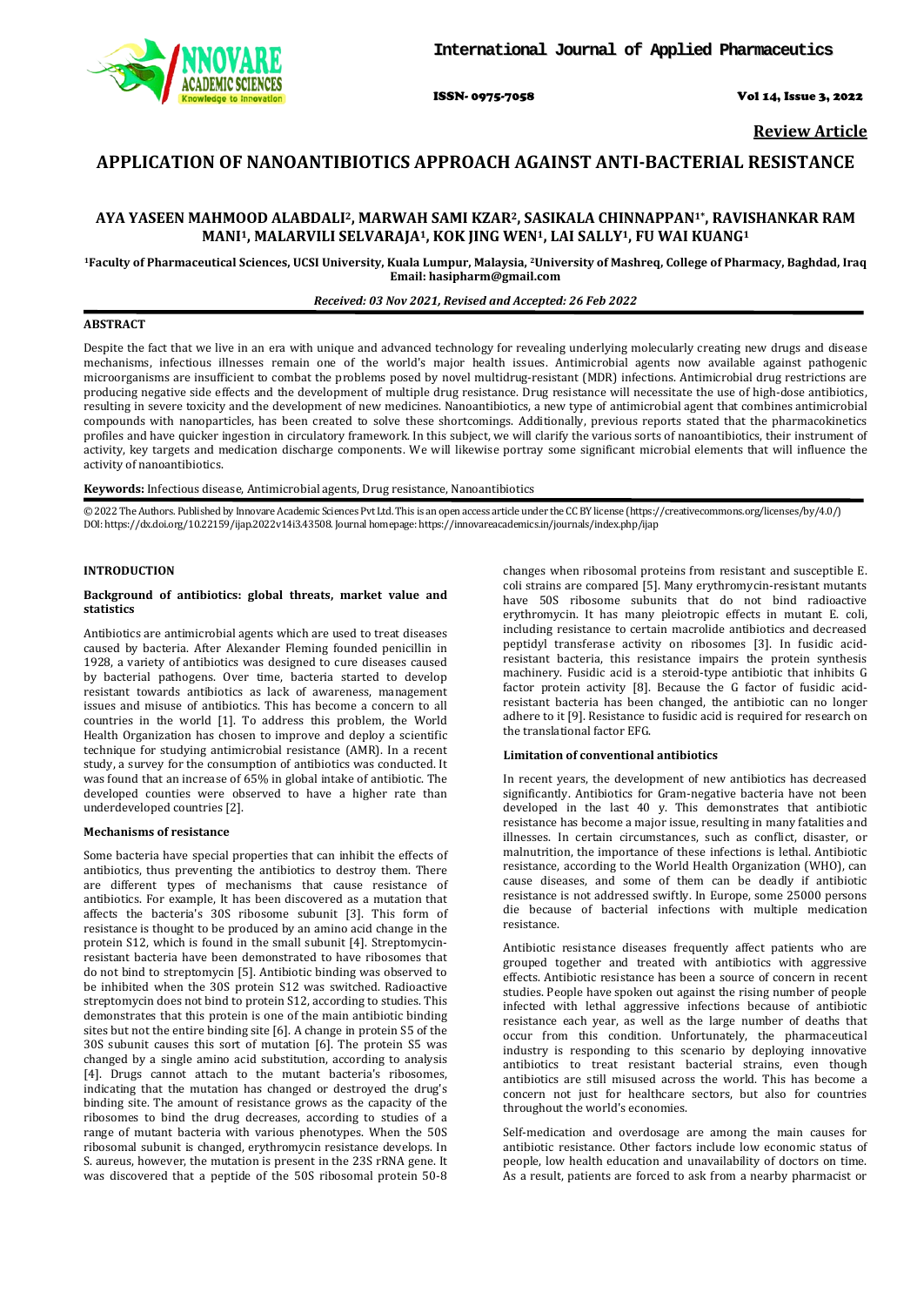Review Article

# APPLICATION OF NANOANTIBIOTICS APPROACH AGAINST ANTI-BACTERIAL RESISTANCE

**AYA YASEEN MAHMOOD ALABDALI[2], MARWAH SAMI KZAR[2], SASIKALA CHINNAPPAN[1*], RAVISHANKAR RAM MANI[1], MALARVILI SELVARAJA[1], KOK JING WEN[1], LAI SALLY[1], FU WAI KUANG[1]**

[1]Faculty of Pharmaceutical Sciences, UCSI University, Kuala Lumpur, Malaysia, [2]University of Mashreq, College of Pharmacy, Baghdad, Iraq
Email: hasipharm@gmail.com

*Received: 03 Nov 2021, Revised and Accepted: 26 Feb 2022*

## ABSTRACT

Despite the fact that we live in an era with unique and advanced technology for revealing underlying molecularly creating new drugs and disease mechanisms, infectious illnesses remain one of the world's major health issues. Antimicrobial agents now available against pathogenic microorganisms are insufficient to combat the problems posed by novel multidrug-resistant (MDR) infections. Antimicrobial drug restrictions are producing negative side effects and the development of multiple drug resistance. Drug resistance will necessitate the use of high-dose antibiotics, resulting in severe toxicity and the development of new medicines. Nanoantibiotics, a new type of antimicrobial agent that combines antimicrobial compounds with nanoparticles, has been created to solve these shortcomings. Additionally, previous reports stated that the pharmacokinetics profiles and have quicker ingestion in circulatory framework. In this subject, we will clarify the various sorts of nanoantibiotics, their instrument of activity, key targets and medication discharge components. We will likewise portray some significant microbial elements that will influence the activity of nanoantibiotics.

**Keywords:** Infectious disease, Antimicrobial agents, Drug resistance, Nanoantibiotics

© 2022 The Authors. Published by Innovare Academic Sciences Pvt Ltd. This is an open access article under the CC BY license (https://creativecommons.org/licenses/by/4.0/)
DOI: https://dx.doi.org/10.22159/ijap.2022v14i3.43508. Journal homepage: https://innovareacademics.in/journals/index.php/ijap

## INTRODUCTION

### Background of antibiotics: global threats, market value and statistics

Antibiotics are antimicrobial agents which are used to treat diseases caused by bacteria. After Alexander Fleming founded penicillin in 1928, a variety of antibiotics was designed to cure diseases caused by bacterial pathogens. Over time, bacteria started to develop resistant towards antibiotics as lack of awareness, management issues and misuse of antibiotics. This has become a concern to all countries in the world [1]. To address this problem, the World Health Organization has chosen to improve and deploy a scientific technique for studying antimicrobial resistance (AMR). In a recent study, a survey for the consumption of antibiotics was conducted. It was found that an increase of 65% in global intake of antibiotic. The developed counties were observed to have a higher rate than underdeveloped countries [2].

### Mechanisms of resistance

Some bacteria have special properties that can inhibit the effects of antibiotics, thus preventing the antibiotics to destroy them. There are different types of mechanisms that cause resistance of antibiotics. For example, It has been discovered as a mutation that affects the bacteria's 30S ribosome subunit [3]. This form of resistance is thought to be produced by an amino acid change in the protein S12, which is found in the small subunit [4]. Streptomycin-resistant bacteria have been demonstrated to have ribosomes that do not bind to streptomycin [5]. Antibiotic binding was observed to be inhibited when the 30S protein S12 was switched. Radioactive streptomycin does not bind to protein S12, according to studies. This demonstrates that this protein is one of the main antibiotic binding sites but not the entire binding site [6]. A change in protein S5 of the 30S subunit causes this sort of mutation [6]. The protein S5 was changed by a single amino acid substitution, according to analysis [4]. Drugs cannot attach to the mutant bacteria's ribosomes, indicating that the mutation has changed or destroyed the drug's binding site. The amount of resistance grows as the capacity of the ribosomes to bind the drug decreases, according to studies of a range of mutant bacteria with various phenotypes. When the 50S ribosomal subunit is changed, erythromycin resistance develops. In S. aureus, however, the mutation is present in the 23S rRNA gene. It was discovered that a peptide of the 50S ribosomal protein 50-8 changes when ribosomal proteins from resistant and susceptible E. coli strains are compared [5]. Many erythromycin-resistant mutants have 50S ribosome subunits that do not bind radioactive erythromycin. It has many pleiotropic effects in mutant E. coli, including resistance to certain macrolide antibiotics and decreased peptidyl transferase activity on ribosomes [3]. In fusidic acid-resistant bacteria, this resistance impairs the protein synthesis machinery. Fusidic acid is a steroid-type antibiotic that inhibits G factor protein activity [8]. Because the G factor of fusidic acid-resistant bacteria has been changed, the antibiotic can no longer adhere to it [9]. Resistance to fusidic acid is required for research on the translational factor EFG.

### Limitation of conventional antibiotics

In recent years, the development of new antibiotics has decreased significantly. Antibiotics for Gram-negative bacteria have not been developed in the last 40 y. This demonstrates that antibiotic resistance has become a major issue, resulting in many fatalities and illnesses. In certain circumstances, such as conflict, disaster, or malnutrition, the importance of these infections is lethal. Antibiotic resistance, according to the World Health Organization (WHO), can cause diseases, and some of them can be deadly if antibiotic resistance is not addressed swiftly. In Europe, some 25000 persons die because of bacterial infections with multiple medication resistance.

Antibiotic resistance diseases frequently affect patients who are grouped together and treated with antibiotics with aggressive effects. Antibiotic resistance has been a source of concern in recent studies. People have spoken out against the rising number of people infected with lethal aggressive infections because of antibiotic resistance each year, as well as the large number of deaths that occur from this condition. Unfortunately, the pharmaceutical industry is responding to this scenario by deploying innovative antibiotics to treat resistant bacterial strains, even though antibiotics are still misused across the world. This has become a concern not just for healthcare sectors, but also for countries throughout the world's economies.

Self-medication and overdosage are among the main causes for antibiotic resistance. Other factors include low economic status of people, low health education and unavailability of doctors on time. As a result, patients are forced to ask from a nearby pharmacist or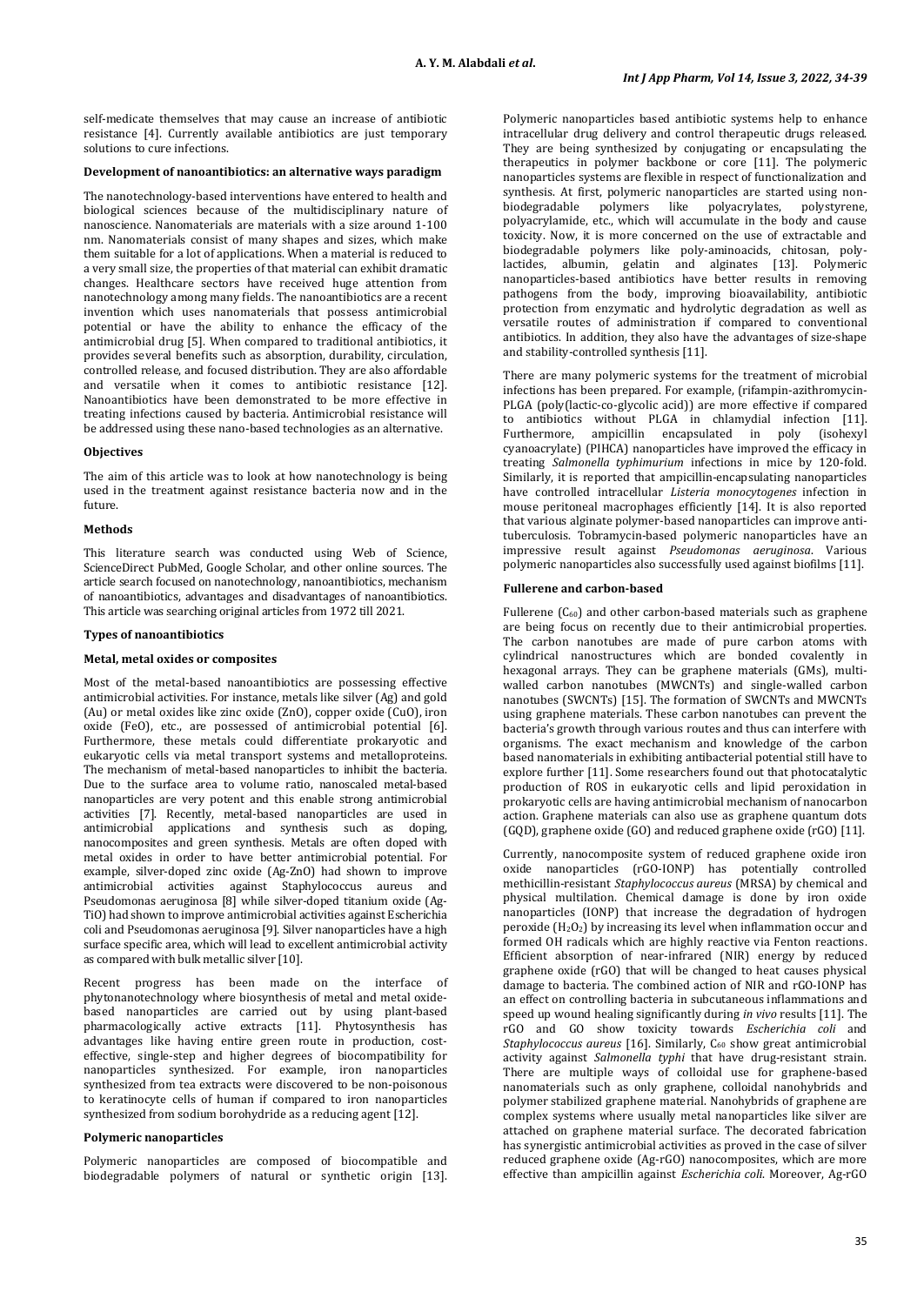self-medicate themselves that may cause an increase of antibiotic resistance [4]. Currently available antibiotics are just temporary solutions to cure infections.

### Development of nanoantibiotics: an alternative ways paradigm

The nanotechnology-based interventions have entered to health and biological sciences because of the multidisciplinary nature of nanoscience. Nanomaterials are materials with a size around 1-100 nm. Nanomaterials consist of many shapes and sizes, which make them suitable for a lot of applications. When a material is reduced to a very small size, the properties of that material can exhibit dramatic changes. Healthcare sectors have received huge attention from nanotechnology among many fields. The nanoantibiotics are a recent invention which uses nanomaterials that possess antimicrobial potential or have the ability to enhance the efficacy of the antimicrobial drug [5]. When compared to traditional antibiotics, it provides several benefits such as absorption, durability, circulation, controlled release, and focused distribution. They are also affordable and versatile when it comes to antibiotic resistance [12]. Nanoantibiotics have been demonstrated to be more effective in treating infections caused by bacteria. Antimicrobial resistance will be addressed using these nano-based technologies as an alternative.

### Objectives

The aim of this article was to look at how nanotechnology is being used in the treatment against resistance bacteria now and in the future.

### Methods

This literature search was conducted using Web of Science, ScienceDirect PubMed, Google Scholar, and other online sources. The article search focused on nanotechnology, nanoantibiotics, mechanism of nanoantibiotics, advantages and disadvantages of nanoantibiotics. This article was searching original articles from 1972 till 2021.

### Types of nanoantibiotics

### Metal, metal oxides or composites

Most of the metal-based nanoantibiotics are possessing effective antimicrobial activities. For instance, metals like silver (Ag) and gold (Au) or metal oxides like zinc oxide (ZnO), copper oxide (CuO), iron oxide (FeO), etc., are possessed of antimicrobial potential [6]. Furthermore, these metals could differentiate prokaryotic and eukaryotic cells via metal transport systems and metalloproteins. The mechanism of metal-based nanoparticles to inhibit the bacteria. Due to the surface area to volume ratio, nanoscaled metal-based nanoparticles are very potent and this enable strong antimicrobial activities [7]. Recently, metal-based nanoparticles are used in antimicrobial applications and synthesis such as doping, nanocomposites and green synthesis. Metals are often doped with metal oxides in order to have better antimicrobial potential. For example, silver-doped zinc oxide (Ag-ZnO) had shown to improve antimicrobial activities against Staphylococcus aureus and Pseudomonas aeruginosa [8] while silver-doped titanium oxide (Ag-TiO) had shown to improve antimicrobial activities against Escherichia coli and Pseudomonas aeruginosa [9]. Silver nanoparticles have a high surface specific area, which will lead to excellent antimicrobial activity as compared with bulk metallic silver [10].

Recent progress has been made on the interface of phytonanotechnology where biosynthesis of metal and metal oxide-based nanoparticles are carried out by using plant-based pharmacologically active extracts [11]. Phytosynthesis has advantages like having entire green route in production, cost-effective, single-step and higher degrees of biocompatibility for nanoparticles synthesized. For example, iron nanoparticles synthesized from tea extracts were discovered to be non-poisonous to keratinocyte cells of human if compared to iron nanoparticles synthesized from sodium borohydride as a reducing agent [12].

### Polymeric nanoparticles

Polymeric nanoparticles are composed of biocompatible and biodegradable polymers of natural or synthetic origin [13]. Polymeric nanoparticles based antibiotic systems help to enhance intracellular drug delivery and control therapeutic drugs released. They are being synthesized by conjugating or encapsulating the therapeutics in polymer backbone or core [11]. The polymeric nanoparticles systems are flexible in respect of functionalization and synthesis. At first, polymeric nanoparticles are started using non-biodegradable polymers like polyacrylates, polystyrene, polyacrylamide, etc., which will accumulate in the body and cause toxicity. Now, it is more concerned on the use of extractable and biodegradable polymers like poly-aminoacids, chitosan, poly-lactides, albumin, gelatin and alginates [13]. Polymeric nanoparticles-based antibiotics have better results in removing pathogens from the body, improving bioavailability, antibiotic protection from enzymatic and hydrolytic degradation as well as versatile routes of administration if compared to conventional antibiotics. In addition, they also have the advantages of size-shape and stability-controlled synthesis [11].

There are many polymeric systems for the treatment of microbial infections has been prepared. For example, (rifampin-azithromycin-PLGA (poly(lactic-co-glycolic acid)) are more effective if compared to antibiotics without PLGA in chlamydial infection [11]. Furthermore, ampicillin encapsulated in poly (isohexyl cyanoacrylate) (PIHCA) nanoparticles have improved the efficacy in treating *Salmonella typhimurium* infections in mice by 120-fold. Similarly, it is reported that ampicillin-encapsulating nanoparticles have controlled intracellular *Listeria monocytogenes* infection in mouse peritoneal macrophages efficiently [14]. It is also reported that various alginate polymer-based nanoparticles can improve anti-tuberculosis. Tobramycin-based polymeric nanoparticles have an impressive result against *Pseudomonas aeruginosa*. Various polymeric nanoparticles also successfully used against biofilms [11].

### Fullerene and carbon-based

Fullerene ($C_{60}$) and other carbon-based materials such as graphene are being focus on recently due to their antimicrobial properties. The carbon nanotubes are made of pure carbon atoms with cylindrical nanostructures which are bonded covalently in hexagonal arrays. They can be graphene materials (GMs), multi-walled carbon nanotubes (MWCNTs) and single-walled carbon nanotubes (SWCNTs) [15]. The formation of SWCNTs and MWCNTs using graphene materials. These carbon nanotubes can prevent the bacteria's growth through various routes and thus can interfere with organisms. The exact mechanism and knowledge of the carbon based nanomaterials in exhibiting antibacterial potential still have to explore further [11]. Some researchers found out that photocatalytic production of ROS in eukaryotic cells and lipid peroxidation in prokaryotic cells are having antimicrobial mechanism of nanocarbon action. Graphene materials can also use as graphene quantum dots (GQD), graphene oxide (GO) and reduced graphene oxide (rGO) [11].

Currently, nanocomposite system of reduced graphene oxide iron oxide nanoparticles (rGO-IONP) has potentially controlled methicillin-resistant *Staphylococcus aureus* (MRSA) by chemical and physical multilation. Chemical damage is done by iron oxide nanoparticles (IONP) that increase the degradation of hydrogen peroxide ($H_2O_2$) by increasing its level when inflammation occur and formed OH radicals which are highly reactive via Fenton reactions. Efficient absorption of near-infrared (NIR) energy by reduced graphene oxide (rGO) that will be changed to heat causes physical damage to bacteria. The combined action of NIR and rGO-IONP has an effect on controlling bacteria in subcutaneous inflammations and speed up wound healing significantly during *in vivo* results [11]. The rGO and GO show toxicity towards *Escherichia coli* and *Staphylococcus aureus* [16]. Similarly, $C_{60}$ show great antimicrobial activity against *Salmonella typhi* that have drug-resistant strain. There are multiple ways of colloidal use for graphene-based nanomaterials such as only graphene, colloidal nanohybrids and polymer stabilized graphene material. Nanohybrids of graphene are complex systems where usually metal nanoparticles like silver are attached on graphene material surface. The decorated fabrication has synergistic antimicrobial activities as proved in the case of silver reduced graphene oxide (Ag-rGO) nanocomposites, which are more effective than ampicillin against *Escherichia coli.* Moreover, Ag-rGO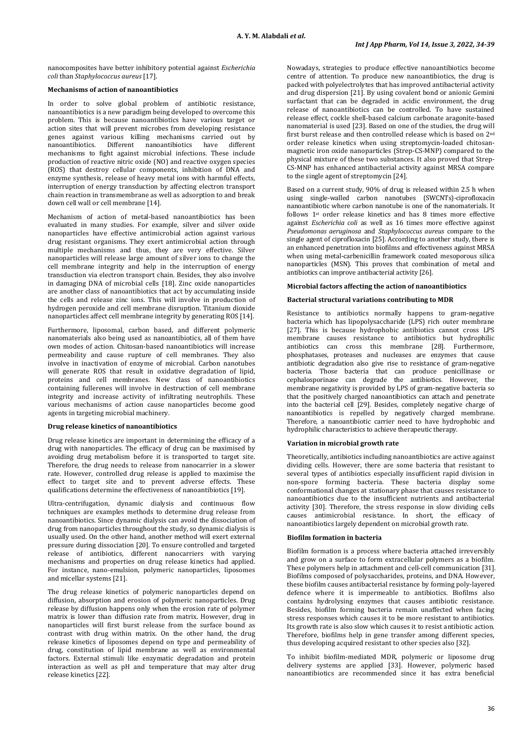nanocomposites have better inhibitory potential against *Escherichia coli* than *Staphylococcus aureus* [17].

### Mechanisms of action of nanoantibiotics

In order to solve global problem of antibiotic resistance, nanoantibiotics is a new paradigm being developed to overcome this problem. This is because nanoantibiotics have various target or action sites that will prevent microbes from developing resistance genes against various killing mechanisms carried out by nanoantibiotics. Different nanoantibiotics have different mechanisms to fight against microbial infections. These include production of reactive nitric oxide (NO) and reactive oxygen species (ROS) that destroy cellular components, inhibition of DNA and enzyme synthesis, release of heavy metal ions with harmful effects, interruption of energy transduction by affecting electron transport chain reaction in transmembrane as well as adsorption to and break down cell wall or cell membrane [14].

Mechanism of action of metal-based nanoantibiotics has been evaluated in many studies. For example, silver and silver oxide nanoparticles have effective antimicrobial action against various drug resistant organisms. They exert antimicrobial action through multiple mechanisms and thus, they are very effective. Silver nanoparticles will release large amount of silver ions to change the cell membrane integrity and help in the interruption of energy transduction via electron transport chain. Besides, they also involve in damaging DNA of microbial cells [18]. Zinc oxide nanoparticles are another class of nanoantibiotics that act by accumulating inside the cells and release zinc ions. This will involve in production of hydrogen peroxide and cell membrane disruption. Titanium dioxide nanoparticles affect cell membrane integrity by generating ROS [14].

Furthermore, liposomal, carbon based, and different polymeric nanomaterials also being used as nanoantibiotics, all of them have own modes of action. Chitosan-based nanoantibiotics will increase permeability and cause rupture of cell membranes. They also involve in inactivation of enzyme of microbial. Carbon nanotubes will generate ROS that result in oxidative degradation of lipid, proteins and cell membranes. New class of nanoantibiotics containing fullerenes will involve in destruction of cell membrane integrity and increase activity of infiltrating neutrophils. These various mechanisms of action cause nanoparticles become good agents in targeting microbial machinery.

### Drug release kinetics of nanoantibiotics

Drug release kinetics are important in determining the efficacy of a drug with nanoparticles. The efficacy of drug can be maximised by avoiding drug metabolism before it is transported to target site. Therefore, the drug needs to release from nanocarrier in a slower rate. However, controlled drug release is applied to maximise the effect to target site and to prevent adverse effects. These qualifications determine the effectiveness of nanoantibiotics [19].

Ultra-centrifugation, dynamic dialysis and continuous flow techniques are examples methods to determine drug release from nanoantibiotics. Since dynamic dialysis can avoid the dissociation of drug from nanoparticles throughout the study, so dynamic dialysis is usually used. On the other hand, another method will exert external pressure during dissociation [20]. To ensure controlled and targeted release of antibiotics, different nanocarriers with varying mechanisms and properties on drug release kinetics had applied. For instance, nano-emulsion, polymeric nanoparticles, liposomes and micellar systems [21].

The drug release kinetics of polymeric nanoparticles depend on diffusion, absorption and erosion of polymeric nanoparticles. Drug release by diffusion happens only when the erosion rate of polymer matrix is lower than diffusion rate from matrix. However, drug in nanoparticles will first burst release from the surface bound as contrast with drug within matrix. On the other hand, the drug release kinetics of liposomes depend on type and permeability of drug, constitution of lipid membrane as well as environmental factors. External stimuli like enzymatic degradation and protein interaction as well as pH and temperature that may alter drug release kinetics [22].

Nowadays, strategies to produce effective nanoantibiotics become centre of attention. To produce new nanoantibiotics, the drug is packed with polyelectrolytes that has improved antibacterial activity and drug dispersion [21]. By using covalent bond or anionic Gemini surfactant that can be degraded in acidic environment, the drug release of nanoantibiotics can be controlled. To have sustained release effect, cockle shell-based calcium carbonate aragonite-based nanomaterial is used [23]. Based on one of the studies, the drug will first burst release and then controlled release which is based on 2nd order release kinetics when using streptomycin-loaded chitosan-magnetic iron oxide nanoparticles (Strep-CS-MNP) compared to the physical mixture of these two substances. It also proved that Strep-CS-MNP has enhanced antibacterial activity against MRSA compare to the single agent of streptomycin [24].

Based on a current study, 90% of drug is released within 2.5 h when using single-walled carbon nanotubes (SWCNTs)-ciprofloxacin nanoantibiotic where carbon nanotube is one of the nanomaterials. It follows 1st order release kinetics and has 8 times more effective against *Escherichia coli* as well as 16 times more effective against *Pseudomonas aeruginosa* and *Staphylococcus aureus* compare to the single agent of ciprofloxacin [25]. According to another study, there is an enhanced penetration into biofilms and effectiveness against MRSA when using metal-carbenicillin framework coated mesoporous silica nanoparticles (MSN). This proves that combination of metal and antibiotics can improve antibacterial activity [26].

### Microbial factors affecting the action of nanoantibiotics

#### Bacterial structural variations contributing to MDR

Resistance to antibiotics normally happens to gram-negative bacteria which has lipopolysaccharide (LPS) rich outer membrane [27]. This is because hydrophobic antibiotics cannot cross LPS membrane causes resistance to antibiotics but hydrophilic antibiotics can cross this membrane [28]. Furthermore, phosphatases, proteases and nucleases are enzymes that cause antibiotic degradation also give rise to resistance of gram-negative bacteria. Those bacteria that can produce penicillinase or cephalosporinase can degrade the antibiotics. However, the membrane negativity is provided by LPS of gram-negative bacteria so that the positively charged nanoantibiotics can attach and penetrate into the bacterial cell [29]. Besides, completely negative charge of nanoantibiotics is repelled by negatively charged membrane. Therefore, a nanoantibiotic carrier need to have hydrophobic and hydrophilic characteristics to achieve therapeutic therapy.

#### Variation in microbial growth rate

Theoretically, antibiotics including nanoantibiotics are active against dividing cells. However, there are some bacteria that resistant to several types of antibiotics especially insufficient rapid division in non-spore forming bacteria. These bacteria display some conformational changes at stationary phase that causes resistance to nanoantibiotics due to the insufficient nutrients and antibacterial activity [30]. Therefore, the stress response in slow dividing cells causes antimicrobial resistance. In short, the efficacy of nanoantibiotics largely dependent on microbial growth rate.

#### Biofilm formation in bacteria

Biofilm formation is a process where bacteria attached irreversibly and grow on a surface to form extracellular polymers as a biofilm. These polymers help in attachment and cell-cell communication [31]. Biofilms composed of polysaccharides, proteins, and DNA. However, these biofilm causes antibacterial resistance by forming poly-layered defence where it is impermeable to antibiotics. Biofilms also contains hydrolysing enzymes that causes antibiotic resistance. Besides, biofilm forming bacteria remain unaffected when facing stress responses which causes it to be more resistant to antibiotics. Its growth rate is also slow which causes it to resist antibiotic action. Therefore, biofilms help in gene transfer among different species, thus developing acquired resistant to other species also [32].

To inhibit biofilm-mediated MDR, polymeric or liposome drug delivery systems are applied [33]. However, polymeric based nanoantibiotics are recommended since it has extra beneficial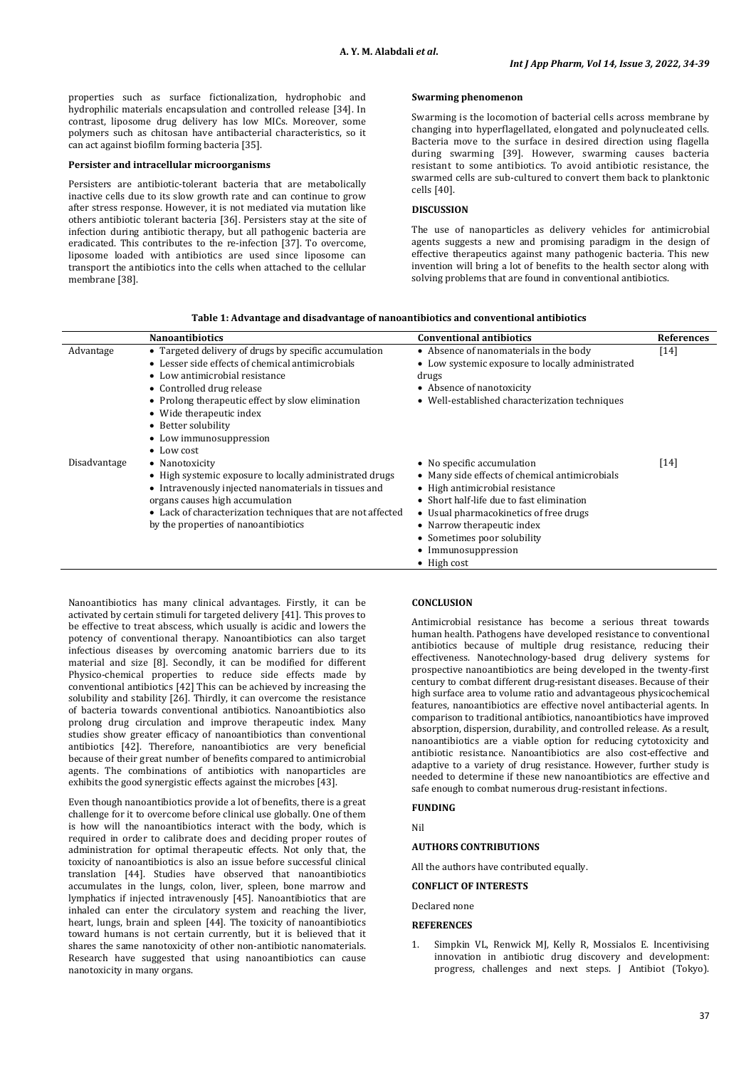properties such as surface fictionalization, hydrophobic and hydrophilic materials encapsulation and controlled release [34]. In contrast, liposome drug delivery has low MICs. Moreover, some polymers such as chitosan have antibacterial characteristics, so it can act against biofilm forming bacteria [35].

**Persister and intracellular microorganisms**

Persisters are antibiotic-tolerant bacteria that are metabolically inactive cells due to its slow growth rate and can continue to grow after stress response. However, it is not mediated via mutation like others antibiotic tolerant bacteria [36]. Persisters stay at the site of infection during antibiotic therapy, but all pathogenic bacteria are eradicated. This contributes to the re-infection [37]. To overcome, liposome loaded with antibiotics are used since liposome can transport the antibiotics into the cells when attached to the cellular membrane [38].

**Swarming phenomenon**

Swarming is the locomotion of bacterial cells across membrane by changing into hyperflagellated, elongated and polynucleated cells. Bacteria move to the surface in desired direction using flagella during swarming [39]. However, swarming causes bacteria resistant to some antibiotics. To avoid antibiotic resistance, the swarmed cells are sub-cultured to convert them back to planktonic cells [40].

## DISCUSSION

The use of nanoparticles as delivery vehicles for antimicrobial agents suggests a new and promising paradigm in the design of effective therapeutics against many pathogenic bacteria. This new invention will bring a lot of benefits to the health sector along with solving problems that are found in conventional antibiotics.

**Table 1: Advantage and disadvantage of nanoantibiotics and conventional antibiotics**

| | Nanoantibiotics | Conventional antibiotics | References |
|---|---|---|---|
| Advantage | • Targeted delivery of drugs by specific accumulation<br>• Lesser side effects of chemical antimicrobials<br>• Low antimicrobial resistance<br>• Controlled drug release<br>• Prolong therapeutic effect by slow elimination<br>• Wide therapeutic index<br>• Better solubility<br>• Low immunosuppression<br>• Low cost | • Absence of nanomaterials in the body<br>• Low systemic exposure to locally administrated drugs<br>• Absence of nanotoxicity<br>• Well-established characterization techniques | [14] |
| Disadvantage | • Nanotoxicity<br>• High systemic exposure to locally administrated drugs<br>• Intravenously injected nanomaterials in tissues and organs causes high accumulation<br>• Lack of characterization techniques that are not affected by the properties of nanoantibiotics | • No specific accumulation<br>• Many side effects of chemical antimicrobials<br>• High antimicrobial resistance<br>• Short half-life due to fast elimination<br>• Usual pharmacokinetics of free drugs<br>• Narrow therapeutic index<br>• Sometimes poor solubility<br>• Immunosuppression<br>• High cost | [14] |

Nanoantibiotics has many clinical advantages. Firstly, it can be activated by certain stimuli for targeted delivery [41]. This proves to be effective to treat abscess, which usually is acidic and lowers the potency of conventional therapy. Nanoantibiotics can also target infectious diseases by overcoming anatomic barriers due to its material and size [8]. Secondly, it can be modified for different Physico-chemical properties to reduce side effects made by conventional antibiotics [42] This can be achieved by increasing the solubility and stability [26]. Thirdly, it can overcome the resistance of bacteria towards conventional antibiotics. Nanoantibiotics also prolong drug circulation and improve therapeutic index. Many studies show greater efficacy of nanoantibiotics than conventional antibiotics [42]. Therefore, nanoantibiotics are very beneficial because of their great number of benefits compared to antimicrobial agents. The combinations of antibiotics with nanoparticles are exhibits the good synergistic effects against the microbes [43].

Even though nanoantibiotics provide a lot of benefits, there is a great challenge for it to overcome before clinical use globally. One of them is how will the nanoantibiotics interact with the body, which is required in order to calibrate does and deciding proper routes of administration for optimal therapeutic effects. Not only that, the toxicity of nanoantibiotics is also an issue before successful clinical translation [44]. Studies have observed that nanoantibiotics accumulates in the lungs, colon, liver, spleen, bone marrow and lymphatics if injected intravenously [45]. Nanoantibiotics that are inhaled can enter the circulatory system and reaching the liver, heart, lungs, brain and spleen [44]. The toxicity of nanoantibiotics toward humans is not certain currently, but it is believed that it shares the same nanotoxicity of other non-antibiotic nanomaterials. Research have suggested that using nanoantibiotics can cause nanotoxicity in many organs.

## CONCLUSION

Antimicrobial resistance has become a serious threat towards human health. Pathogens have developed resistance to conventional antibiotics because of multiple drug resistance, reducing their effectiveness. Nanotechnology-based drug delivery systems for prospective nanoantibiotics are being developed in the twenty-first century to combat different drug-resistant diseases. Because of their high surface area to volume ratio and advantageous physicochemical features, nanoantibiotics are effective novel antibacterial agents. In comparison to traditional antibiotics, nanoantibiotics have improved absorption, dispersion, durability, and controlled release. As a result, nanoantibiotics are a viable option for reducing cytotoxicity and antibiotic resistance. Nanoantibiotics are also cost-effective and adaptive to a variety of drug resistance. However, further study is needed to determine if these new nanoantibiotics are effective and safe enough to combat numerous drug-resistant infections.

## FUNDING

Nil

## AUTHORS CONTRIBUTIONS

All the authors have contributed equally.

## CONFLICT OF INTERESTS

Declared none

## REFERENCES

1. Simpkin VL, Renwick MJ, Kelly R, Mossialos E. Incentivising innovation in antibiotic drug discovery and development: progress, challenges and next steps. J Antibiot (Tokyo).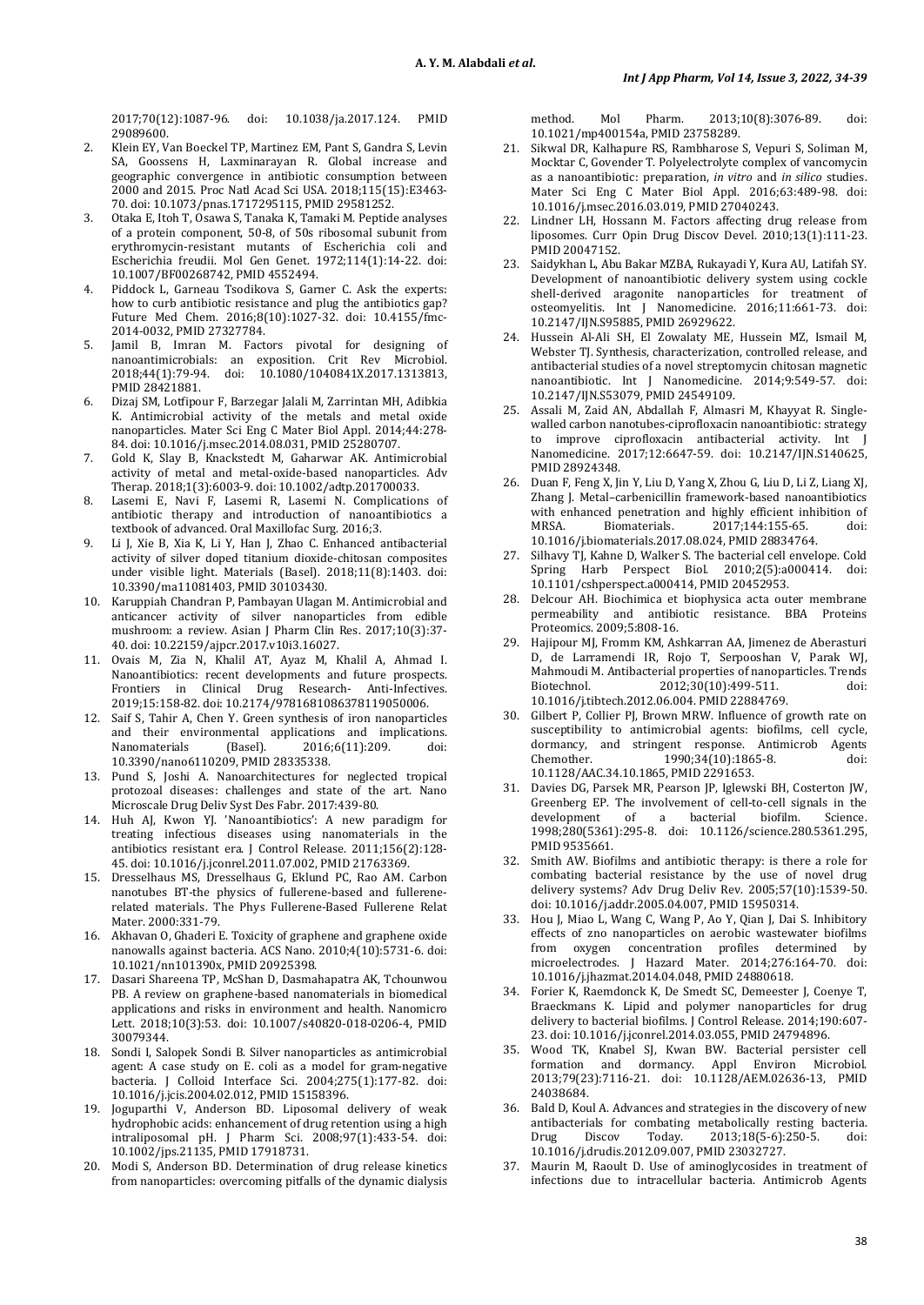2017;70(12):1087-96. doi: 10.1038/ja.2017.124. PMID 29089600.

2. Klein EY, Van Boeckel TP, Martinez EM, Pant S, Gandra S, Levin SA, Goossens H, Laxminarayan R. Global increase and geographic convergence in antibiotic consumption between 2000 and 2015. Proc Natl Acad Sci USA. 2018;115(15):E3463-70. doi: 10.1073/pnas.1717295115, PMID 29581252.
3. Otaka E, Itoh T, Osawa S, Tanaka K, Tamaki M. Peptide analyses of a protein component, 50-8, of 50s ribosomal subunit from erythromycin-resistant mutants of Escherichia coli and Escherichia freudii. Mol Gen Genet. 1972;114(1):14-22. doi: 10.1007/BF00268742, PMID 4552494.
4. Piddock L, Garneau Tsodikova S, Garner C. Ask the experts: how to curb antibiotic resistance and plug the antibiotics gap? Future Med Chem. 2016;8(10):1027-32. doi: 10.4155/fmc-2014-0032, PMID 27327784.
5. Jamil B, Imran M. Factors pivotal for designing of nanoantimicrobials: an exposition. Crit Rev Microbiol. 2018;44(1):79-94. doi: 10.1080/1040841X.2017.1313813, PMID 28421881.
6. Dizaj SM, Lotfipour F, Barzegar Jalali M, Zarrintan MH, Adibkia K. Antimicrobial activity of the metals and metal oxide nanoparticles. Mater Sci Eng C Mater Biol Appl. 2014;44:278-84. doi: 10.1016/j.msec.2014.08.031, PMID 25280707.
7. Gold K, Slay B, Knackstedt M, Gaharwar AK. Antimicrobial activity of metal and metal-oxide-based nanoparticles. Adv Therap. 2018;1(3):6003-9. doi: 10.1002/adtp.201700033.
8. Lasemi E, Navi F, Lasemi R, Lasemi N. Complications of antibiotic therapy and introduction of nanoantibiotics a textbook of advanced. Oral Maxillofac Surg. 2016;3.
9. Li J, Xie B, Xia K, Li Y, Han J, Zhao C. Enhanced antibacterial activity of silver doped titanium dioxide-chitosan composites under visible light. Materials (Basel). 2018;11(8):1403. doi: 10.3390/ma11081403, PMID 30103430.
10. Karuppiah Chandran P, Pambayan Ulagan M. Antimicrobial and anticancer activity of silver nanoparticles from edible mushroom: a review. Asian J Pharm Clin Res. 2017;10(3):37-40. doi: 10.22159/ajpcr.2017.v10i3.16027.
11. Ovais M, Zia N, Khalil AT, Ayaz M, Khalil A, Ahmad I. Nanoantibiotics: recent developments and future prospects. Frontiers in Clinical Drug Research- Anti-Infectives. 2019;15:158-82. doi: 10.2174/9781681086378119050006.
12. Saif S, Tahir A, Chen Y. Green synthesis of iron nanoparticles and their environmental applications and implications. Nanomaterials (Basel). 2016;6(11):209. doi: 10.3390/nano6110209, PMID 28335338.
13. Pund S, Joshi A. Nanoarchitectures for neglected tropical protozoal diseases: challenges and state of the art. Nano Microscale Drug Deliv Syst Des Fabr. 2017:439-80.
14. Huh AJ, Kwon YJ. 'Nanoantibiotics': A new paradigm for treating infectious diseases using nanomaterials in the antibiotics resistant era. J Control Release. 2011;156(2):128-45. doi: 10.1016/j.jconrel.2011.07.002, PMID 21763369.
15. Dresselhaus MS, Dresselhaus G, Eklund PC, Rao AM. Carbon nanotubes BT-the physics of fullerene-based and fullerene-related materials. The Phys Fullerene-Based Fullerene Relat Mater. 2000:331-79.
16. Akhavan O, Ghaderi E. Toxicity of graphene and graphene oxide nanowalls against bacteria. ACS Nano. 2010;4(10):5731-6. doi: 10.1021/nn101390x, PMID 20925398.
17. Dasari Shareena TP, McShan D, Dasmahapatra AK, Tchounwou PB. A review on graphene-based nanomaterials in biomedical applications and risks in environment and health. Nanomicro Lett. 2018;10(3):53. doi: 10.1007/s40820-018-0206-4, PMID 30079344.
18. Sondi I, Salopek Sondi B. Silver nanoparticles as antimicrobial agent: A case study on E. coli as a model for gram-negative bacteria. J Colloid Interface Sci. 2004;275(1):177-82. doi: 10.1016/j.jcis.2004.02.012, PMID 15158396.
19. Joguparthi V, Anderson BD. Liposomal delivery of weak hydrophobic acids: enhancement of drug retention using a high intraliposomal pH. J Pharm Sci. 2008;97(1):433-54. doi: 10.1002/jps.21135, PMID 17918731.
20. Modi S, Anderson BD. Determination of drug release kinetics from nanoparticles: overcoming pitfalls of the dynamic dialysis method. Mol Pharm. 2013;10(8):3076-89. doi: 10.1021/mp400154a, PMID 23758289.
21. Sikwal DR, Kalhapure RS, Rambharose S, Vepuri S, Soliman M, Mocktar C, Govender T. Polyelectrolyte complex of vancomycin as a nanoantibiotic: preparation, *in vitro* and *in silico* studies. Mater Sci Eng C Mater Biol Appl. 2016;63:489-98. doi: 10.1016/j.msec.2016.03.019, PMID 27040243.
22. Lindner LH, Hossann M. Factors affecting drug release from liposomes. Curr Opin Drug Discov Devel. 2010;13(1):111-23. PMID 20047152.
23. Saidykhan L, Abu Bakar MZBA, Rukayadi Y, Kura AU, Latifah SY. Development of nanoantibiotic delivery system using cockle shell-derived aragonite nanoparticles for treatment of osteomyelitis. Int J Nanomedicine. 2016;11:661-73. doi: 10.2147/IJN.S95885, PMID 26929622.
24. Hussein Al-Ali SH, El Zowalaty ME, Hussein MZ, Ismail M, Webster TJ. Synthesis, characterization, controlled release, and antibacterial studies of a novel streptomycin chitosan magnetic nanoantibiotic. Int J Nanomedicine. 2014;9:549-57. doi: 10.2147/IJN.S53079, PMID 24549109.
25. Assali M, Zaid AN, Abdallah F, Almasri M, Khayyat R. Single-walled carbon nanotubes-ciprofloxacin nanoantibiotic: strategy to improve ciprofloxacin antibacterial activity. Int J Nanomedicine. 2017;12:6647-59. doi: 10.2147/IJN.S140625, PMID 28924348.
26. Duan F, Feng X, Jin Y, Liu D, Yang X, Zhou G, Liu D, Li Z, Liang XJ, Zhang J. Metal–carbenicillin framework-based nanoantibiotics with enhanced penetration and highly efficient inhibition of MRSA. Biomaterials. 2017;144:155-65. doi: 10.1016/j.biomaterials.2017.08.024, PMID 28834764.
27. Silhavy TJ, Kahne D, Walker S. The bacterial cell envelope. Cold Spring Harb Perspect Biol. 2010;2(5):a000414. doi: 10.1101/cshperspect.a000414, PMID 20452953.
28. Delcour AH. Biochimica et biophysica acta outer membrane permeability and antibiotic resistance. BBA Proteins Proteomics. 2009;5:808-16.
29. Hajipour MJ, Fromm KM, Ashkarran AA, Jimenez de Aberasturi D, de Larramendi IR, Rojo T, Serpooshan V, Parak WJ, Mahmoudi M. Antibacterial properties of nanoparticles. Trends Biotechnol. 2012;30(10):499-511. doi: 10.1016/j.tibtech.2012.06.004. PMID 22884769.
30. Gilbert P, Collier PJ, Brown MRW. Influence of growth rate on susceptibility to antimicrobial agents: biofilms, cell cycle, dormancy, and stringent response. Antimicrob Agents Chemother. 1990;34(10):1865-8. doi: 10.1128/AAC.34.10.1865, PMID 2291653.
31. Davies DG, Parsek MR, Pearson JP, Iglewski BH, Costerton JW, Greenberg EP. The involvement of cell-to-cell signals in the development of a bacterial biofilm. Science. 1998;280(5361):295-8. doi: 10.1126/science.280.5361.295, PMID 9535661.
32. Smith AW. Biofilms and antibiotic therapy: is there a role for combating bacterial resistance by the use of novel drug delivery systems? Adv Drug Deliv Rev. 2005;57(10):1539-50. doi: 10.1016/j.addr.2005.04.007, PMID 15950314.
33. Hou J, Miao L, Wang C, Wang P, Ao Y, Qian J, Dai S. Inhibitory effects of zno nanoparticles on aerobic wastewater biofilms from oxygen concentration profiles determined by microelectrodes. J Hazard Mater. 2014;276:164-70. doi: 10.1016/j.jhazmat.2014.04.048, PMID 24880618.
34. Forier K, Raemdonck K, De Smedt SC, Demeester J, Coenye T, Braeckmans K. Lipid and polymer nanoparticles for drug delivery to bacterial biofilms. J Control Release. 2014;190:607-23. doi: 10.1016/j.jconrel.2014.03.055, PMID 24794896.
35. Wood TK, Knabel SJ, Kwan BW. Bacterial persister cell formation and dormancy. Appl Environ Microbiol. 2013;79(23):7116-21. doi: 10.1128/AEM.02636-13, PMID 24038684.
36. Bald D, Koul A. Advances and strategies in the discovery of new antibacterials for combating metabolically resting bacteria. Drug Discov Today. 2013;18(5-6):250-5. doi: 10.1016/j.drudis.2012.09.007, PMID 23032727.
37. Maurin M, Raoult D. Use of aminoglycosides in treatment of infections due to intracellular bacteria. Antimicrob Agents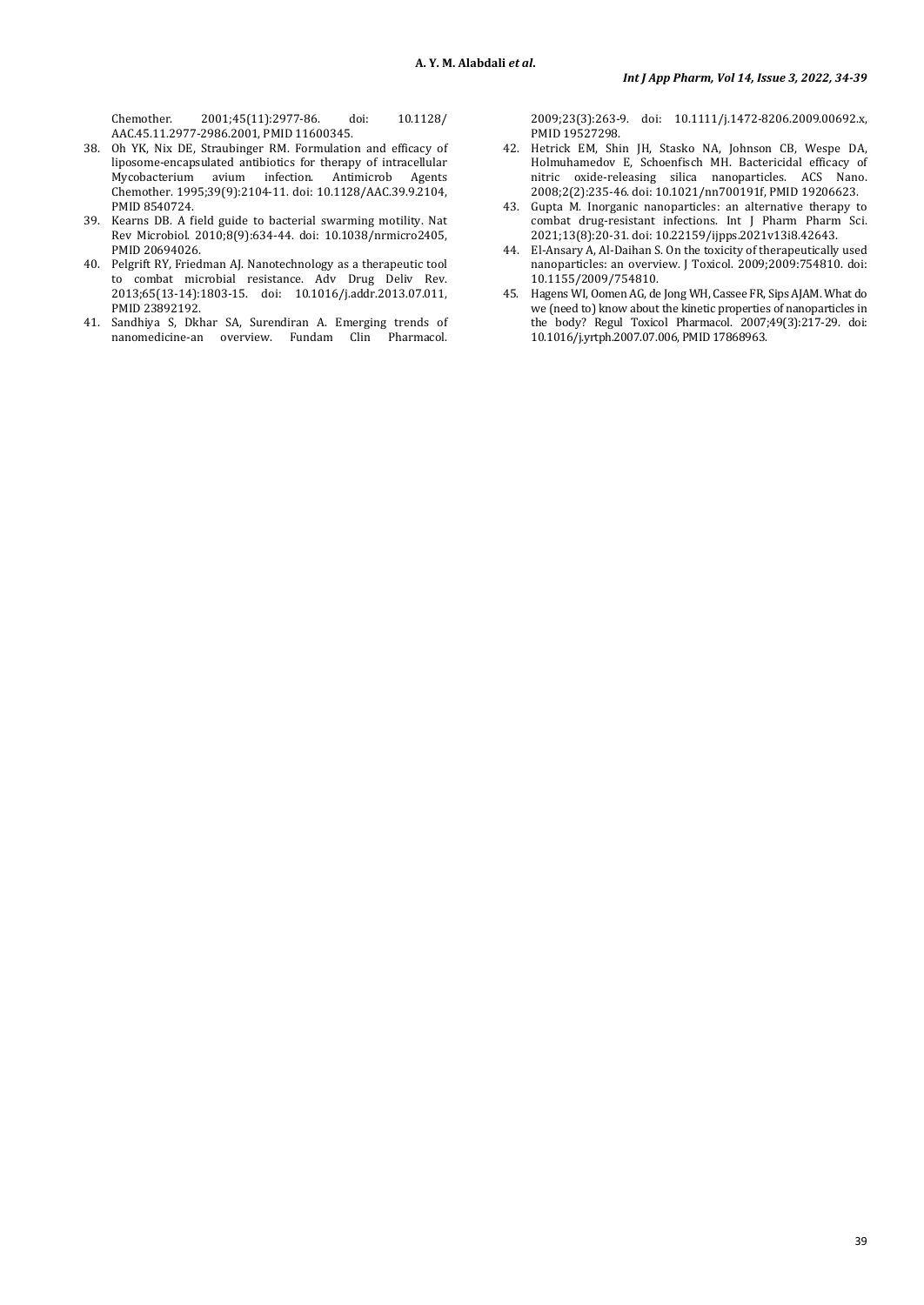Chemother. 2001;45(11):2977-86. doi: 10.1128/AAC.45.11.2977-2986.2001, PMID 11600345.

38. Oh YK, Nix DE, Straubinger RM. Formulation and efficacy of liposome-encapsulated antibiotics for therapy of intracellular Mycobacterium avium infection. Antimicrob Agents Chemother. 1995;39(9):2104-11. doi: 10.1128/AAC.39.9.2104, PMID 8540724.
39. Kearns DB. A field guide to bacterial swarming motility. Nat Rev Microbiol. 2010;8(9):634-44. doi: 10.1038/nrmicro2405, PMID 20694026.
40. Pelgrift RY, Friedman AJ. Nanotechnology as a therapeutic tool to combat microbial resistance. Adv Drug Deliv Rev. 2013;65(13-14):1803-15. doi: 10.1016/j.addr.2013.07.011, PMID 23892192.
41. Sandhiya S, Dkhar SA, Surendiran A. Emerging trends of nanomedicine-an overview. Fundam Clin Pharmacol. 2009;23(3):263-9. doi: 10.1111/j.1472-8206.2009.00692.x, PMID 19527298.
42. Hetrick EM, Shin JH, Stasko NA, Johnson CB, Wespe DA, Holmuhamedov E, Schoenfisch MH. Bactericidal efficacy of nitric oxide-releasing silica nanoparticles. ACS Nano. 2008;2(2):235-46. doi: 10.1021/nn700191f, PMID 19206623.
43. Gupta M. Inorganic nanoparticles: an alternative therapy to combat drug-resistant infections. Int J Pharm Pharm Sci. 2021;13(8):20-31. doi: 10.22159/ijpps.2021v13i8.42643.
44. El-Ansary A, Al-Daihan S. On the toxicity of therapeutically used nanoparticles: an overview. J Toxicol. 2009;2009:754810. doi: 10.1155/2009/754810.
45. Hagens WI, Oomen AG, de Jong WH, Cassee FR, Sips AJAM. What do we (need to) know about the kinetic properties of nanoparticles in the body? Regul Toxicol Pharmacol. 2007;49(3):217-29. doi: 10.1016/j.yrtph.2007.07.006, PMID 17868963.